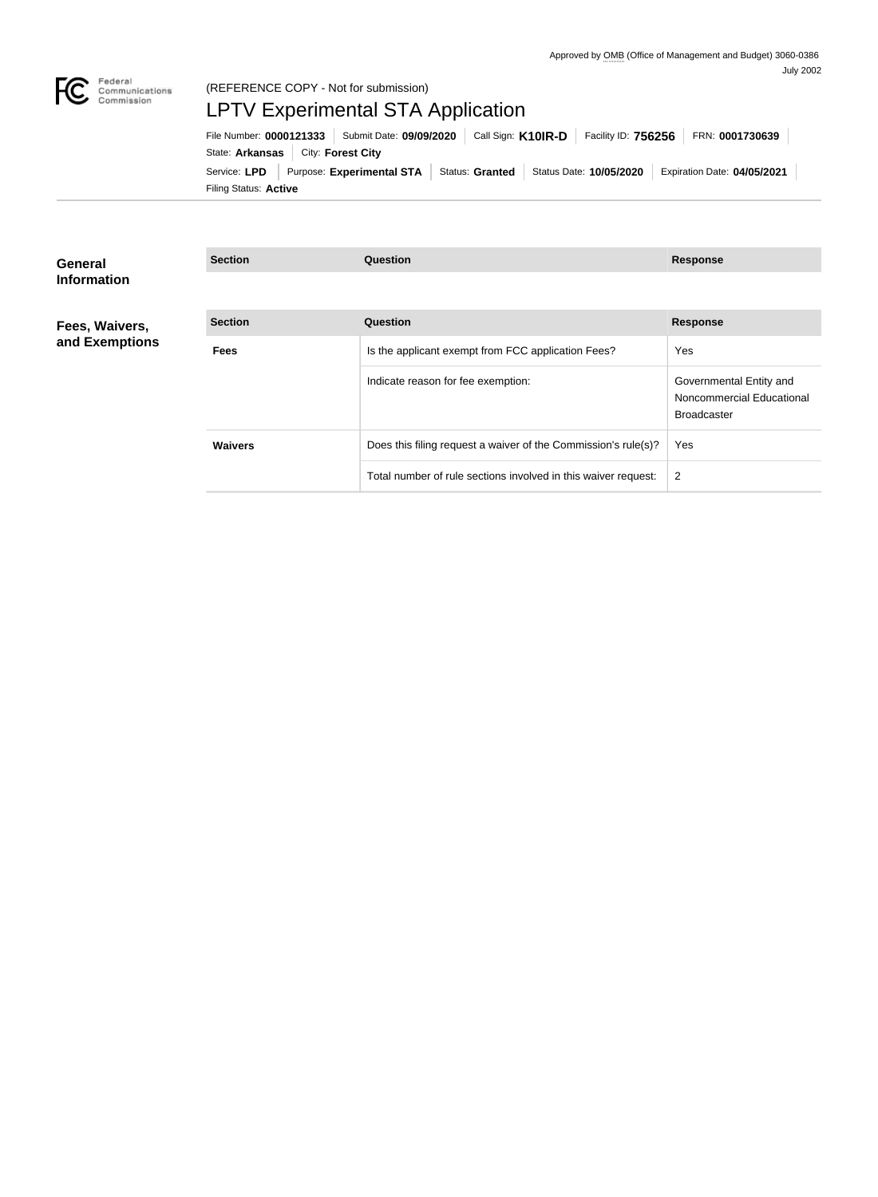Approved by OMB (Office of Management and Budget) 3060-0386
July 2002

Federal Communications Commission

(REFERENCE COPY - Not for submission)

# LPTV Experimental STA Application

File Number: **0000121333** | Submit Date: **09/09/2020** | Call Sign: **K10IR-D** | Facility ID: **756256** | FRN: **0001730639**

State: **Arkansas** | City: **Forest City**

Service: **LPD** | Purpose: **Experimental STA** | Status: **Granted** | Status Date: **10/05/2020** | Expiration Date: **04/05/2021**

Filing Status: **Active**

## General Information

| Section | Question | Response |
|---|---|---|

## Fees, Waivers, and Exemptions

| Section | Question | Response |
|---|---|---|
| **Fees** | Is the applicant exempt from FCC application Fees? | Yes |
| | Indicate reason for fee exemption: | Governmental Entity and Noncommercial Educational Broadcaster |
| **Waivers** | Does this filing request a waiver of the Commission's rule(s)? | Yes |
| | Total number of rule sections involved in this waiver request: | 2 |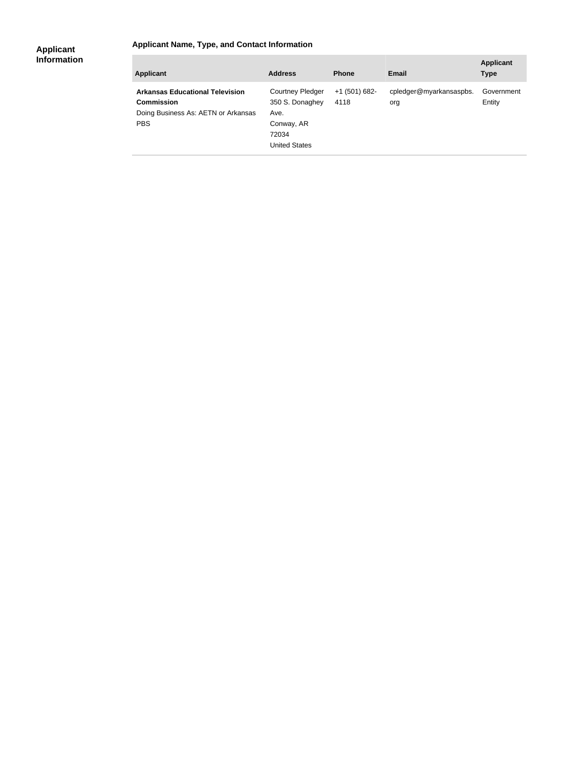## Applicant Information

### Applicant Name, Type, and Contact Information

| Applicant | Address | Phone | Email | Applicant Type |
|---|---|---|---|---|
| **Arkansas Educational Television Commission**<br>Doing Business As: AETN or Arkansas PBS | Courtney Pledger<br>350 S. Donaghey Ave.<br>Conway, AR<br>72034<br>United States | +1 (501) 682-4118 | cpledger@myarkansaspbs.org | Government Entity |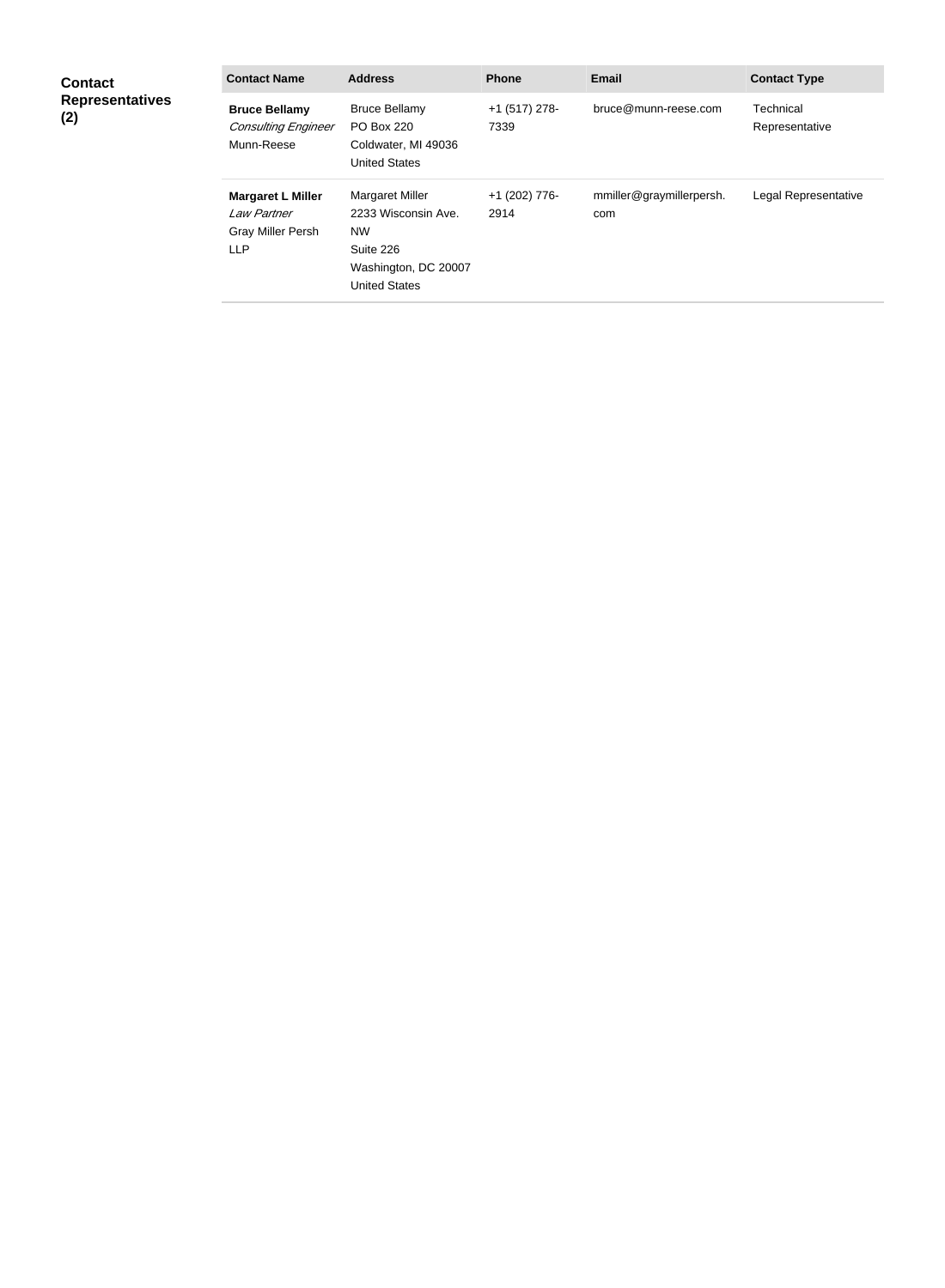**Contact Representatives (2)**

| Contact Name | Address | Phone | Email | Contact Type |
| --- | --- | --- | --- | --- |
| **Bruce Bellamy** *Consulting Engineer* Munn-Reese | Bruce Bellamy PO Box 220 Coldwater, MI 49036 United States | +1 (517) 278-7339 | bruce@munn-reese.com | Technical Representative |
| **Margaret L Miller** *Law Partner* Gray Miller Persh LLP | Margaret Miller 2233 Wisconsin Ave. NW Suite 226 Washington, DC 20007 United States | +1 (202) 776-2914 | mmiller@graymillerpersh.com | Legal Representative |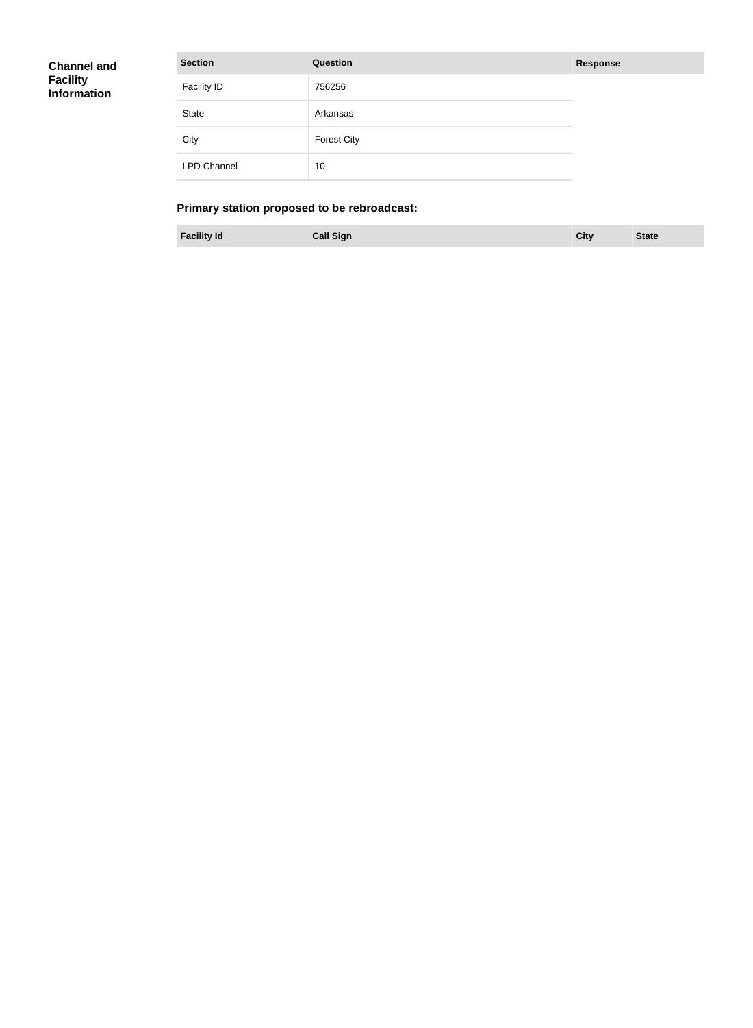**Channel and Facility Information**

| Section | Question | Response |
| --- | --- | --- |
| Facility ID | 756256 | |
| State | Arkansas | |
| City | Forest City | |
| LPD Channel | 10 | |

### Primary station proposed to be rebroadcast:

| Facility Id | Call Sign | City | State |
| --- | --- | --- | --- |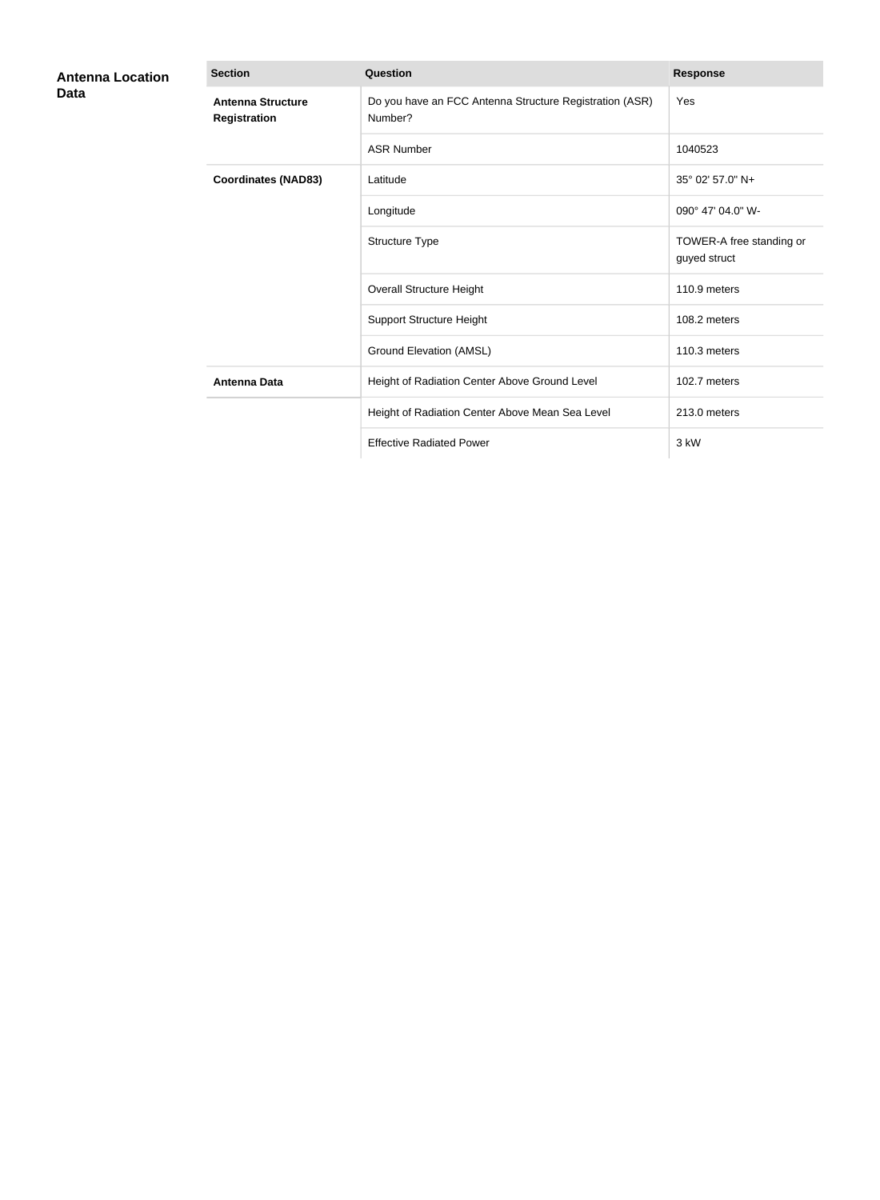## Antenna Location Data

| Section | Question | Response |
| --- | --- | --- |
| **Antenna Structure Registration** | Do you have an FCC Antenna Structure Registration (ASR) Number? | Yes |
| | ASR Number | 1040523 |
| **Coordinates (NAD83)** | Latitude | 35° 02' 57.0" N+ |
| | Longitude | 090° 47' 04.0" W- |
| | Structure Type | TOWER-A free standing or guyed struct |
| | Overall Structure Height | 110.9 meters |
| | Support Structure Height | 108.2 meters |
| | Ground Elevation (AMSL) | 110.3 meters |
| **Antenna Data** | Height of Radiation Center Above Ground Level | 102.7 meters |
| | Height of Radiation Center Above Mean Sea Level | 213.0 meters |
| | Effective Radiated Power | 3 kW |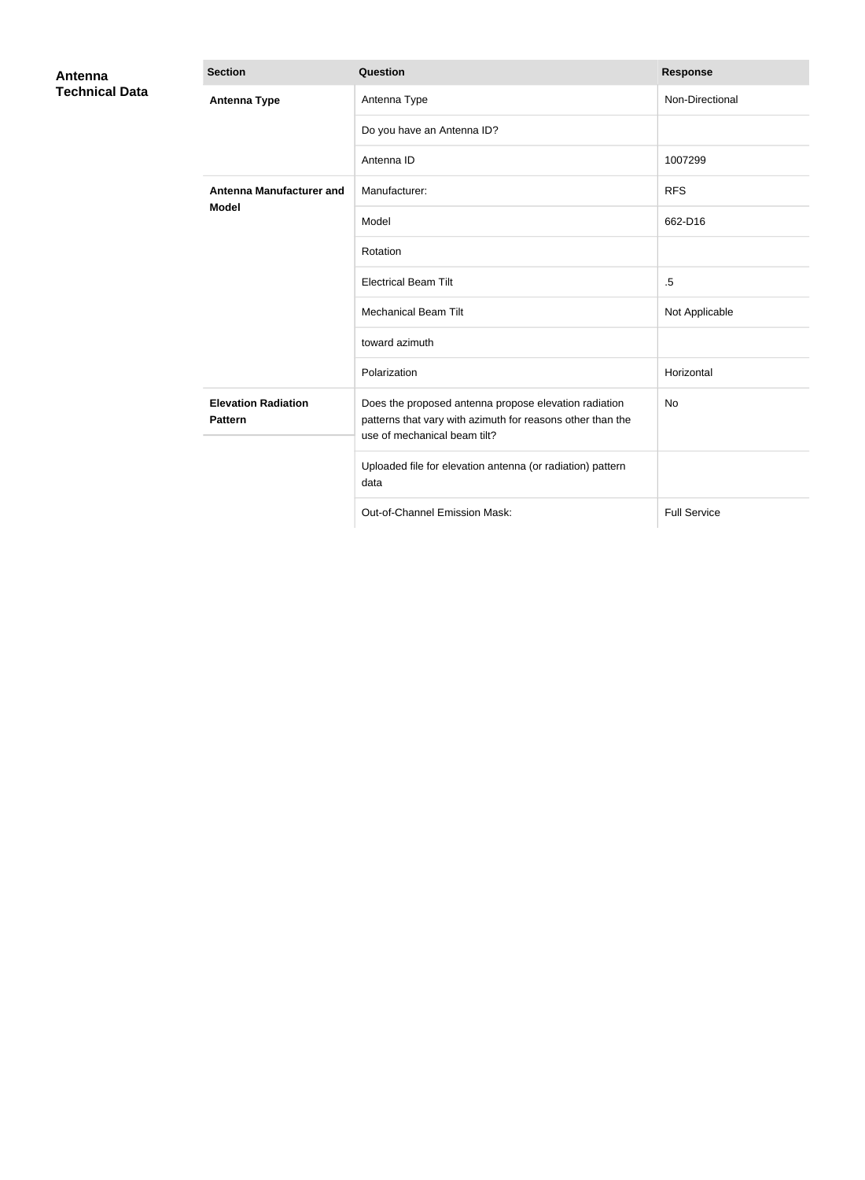## Antenna Technical Data

| Section | Question | Response |
| --- | --- | --- |
| **Antenna Type** | Antenna Type | Non-Directional |
| | Do you have an Antenna ID? | |
| | Antenna ID | 1007299 |
| **Antenna Manufacturer and Model** | Manufacturer: | RFS |
| | Model | 662-D16 |
| | Rotation | |
| | Electrical Beam Tilt | .5 |
| | Mechanical Beam Tilt | Not Applicable |
| | toward azimuth | |
| | Polarization | Horizontal |
| **Elevation Radiation Pattern** | Does the proposed antenna propose elevation radiation patterns that vary with azimuth for reasons other than the use of mechanical beam tilt? | No |
| | Uploaded file for elevation antenna (or radiation) pattern data | |
| | Out-of-Channel Emission Mask: | Full Service |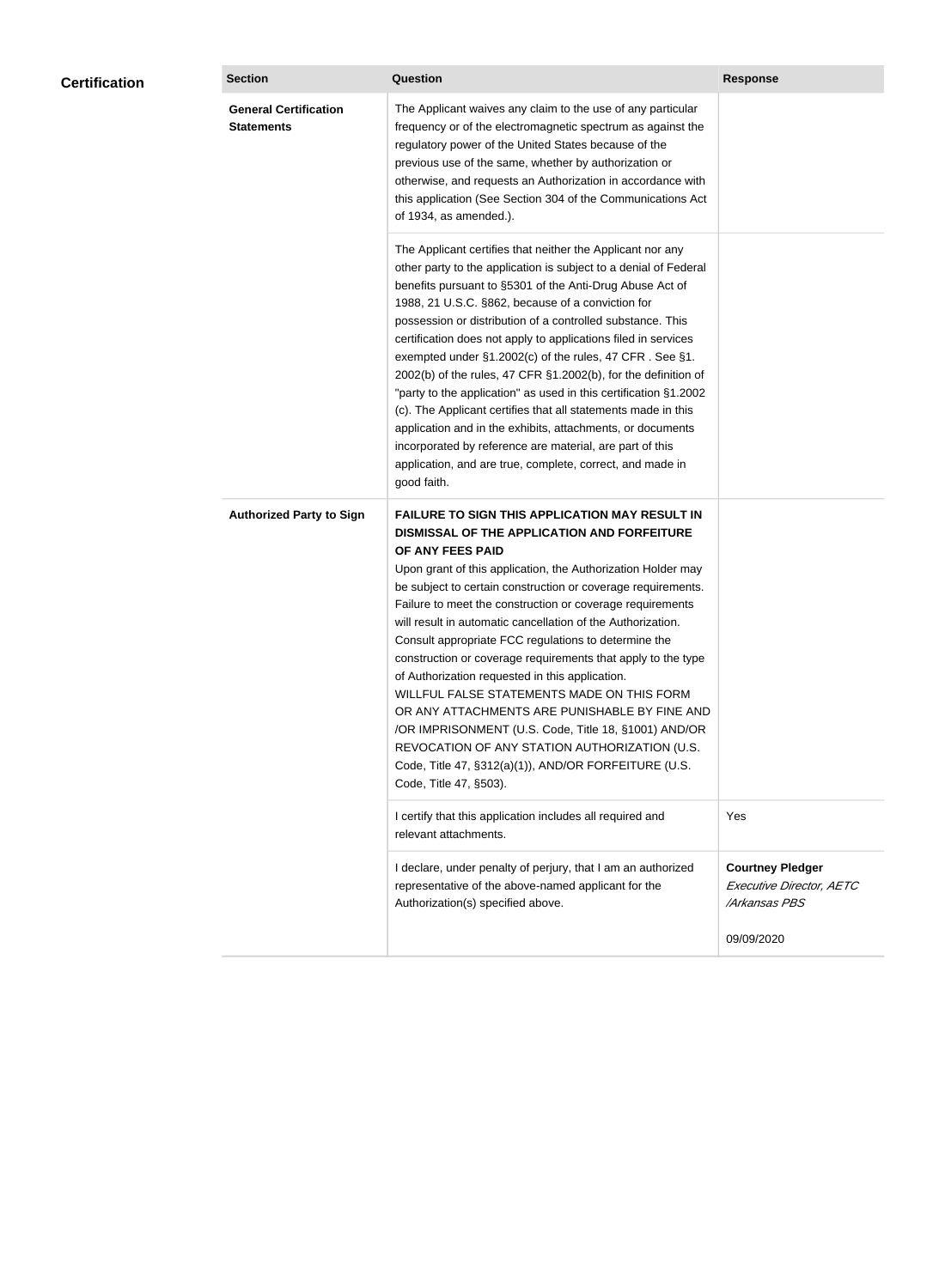## Certification

| Section | Question | Response |
|---|---|---|
| **General Certification Statements** | The Applicant waives any claim to the use of any particular frequency or of the electromagnetic spectrum as against the regulatory power of the United States because of the previous use of the same, whether by authorization or otherwise, and requests an Authorization in accordance with this application (See Section 304 of the Communications Act of 1934, as amended.). | |
| | The Applicant certifies that neither the Applicant nor any other party to the application is subject to a denial of Federal benefits pursuant to §5301 of the Anti-Drug Abuse Act of 1988, 21 U.S.C. §862, because of a conviction for possession or distribution of a controlled substance. This certification does not apply to applications filed in services exempted under §1.2002(c) of the rules, 47 CFR . See §1. 2002(b) of the rules, 47 CFR §1.2002(b), for the definition of "party to the application" as used in this certification §1.2002 (c). The Applicant certifies that all statements made in this application and in the exhibits, attachments, or documents incorporated by reference are material, are part of this application, and are true, complete, correct, and made in good faith. | |
| **Authorized Party to Sign** | **FAILURE TO SIGN THIS APPLICATION MAY RESULT IN DISMISSAL OF THE APPLICATION AND FORFEITURE OF ANY FEES PAID** Upon grant of this application, the Authorization Holder may be subject to certain construction or coverage requirements. Failure to meet the construction or coverage requirements will result in automatic cancellation of the Authorization. Consult appropriate FCC regulations to determine the construction or coverage requirements that apply to the type of Authorization requested in this application. WILLFUL FALSE STATEMENTS MADE ON THIS FORM OR ANY ATTACHMENTS ARE PUNISHABLE BY FINE AND /OR IMPRISONMENT (U.S. Code, Title 18, §1001) AND/OR REVOCATION OF ANY STATION AUTHORIZATION (U.S. Code, Title 47, §312(a)(1)), AND/OR FORFEITURE (U.S. Code, Title 47, §503). | |
| | I certify that this application includes all required and relevant attachments. | Yes |
| | I declare, under penalty of perjury, that I am an authorized representative of the above-named applicant for the Authorization(s) specified above. | **Courtney Pledger** *Executive Director, AETC /Arkansas PBS* 09/09/2020 |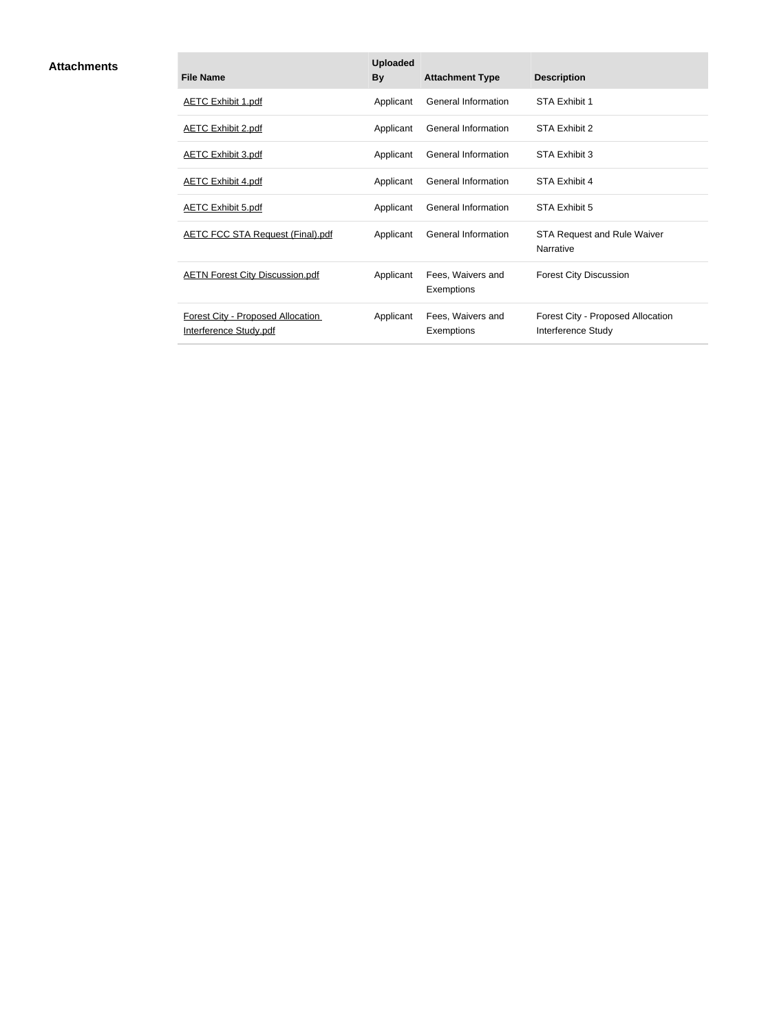**Attachments**

| File Name | Uploaded By | Attachment Type | Description |
|---|---|---|---|
| AETC Exhibit 1.pdf | Applicant | General Information | STA Exhibit 1 |
| AETC Exhibit 2.pdf | Applicant | General Information | STA Exhibit 2 |
| AETC Exhibit 3.pdf | Applicant | General Information | STA Exhibit 3 |
| AETC Exhibit 4.pdf | Applicant | General Information | STA Exhibit 4 |
| AETC Exhibit 5.pdf | Applicant | General Information | STA Exhibit 5 |
| AETC FCC STA Request (Final).pdf | Applicant | General Information | STA Request and Rule Waiver Narrative |
| AETN Forest City Discussion.pdf | Applicant | Fees, Waivers and Exemptions | Forest City Discussion |
| Forest City - Proposed Allocation Interference Study.pdf | Applicant | Fees, Waivers and Exemptions | Forest City - Proposed Allocation Interference Study |